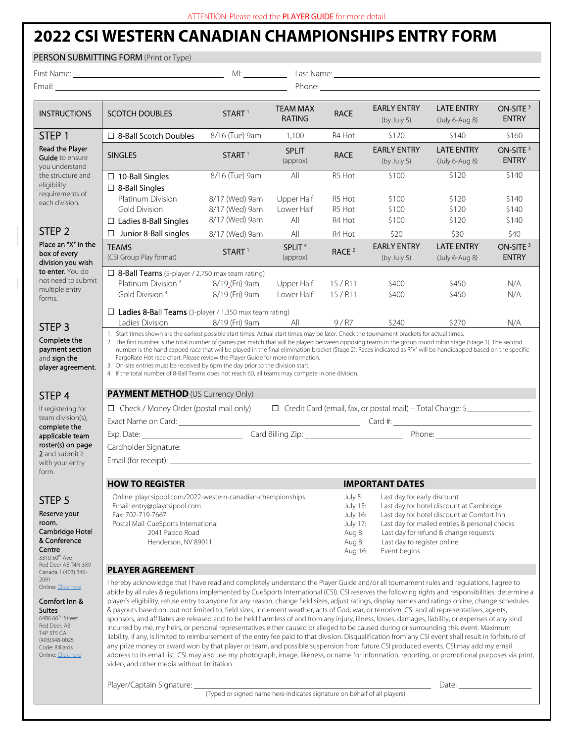ATTENTION: Please read the **PLAYER GUIDE** for more detail.

# 2022 CSI WESTERN CANADIAN CHAMPIONSHIPS ENTRY FORM

## PERSON SUBMITTING FORM (Print or Type)

First Name: ______________________ MI: ________ Last Name: ______________________

Email: ______________________ Phone: ______________________

## INSTRUCTIONS

**STEP 1**
Read the **Player Guide** to ensure you understand the structure and eligibility requirements of each division.

**STEP 2**
**Place an "X" in the box of every division you wish to enter.** You do not need to submit multiple entry forms.

**STEP 3**
Complete the **payment section** and **sign the player agreement.**

**STEP 4**
If registering for team division(s), **complete the applicable team roster(s) on page 2** and submit it with your entry form.

**STEP 5**
**Reserve your room.**

**Cambridge Hotel & Conference Centre**
3310 50th Ave
Red Deer AB T4N 3X9
Canada 1 (403) 346-2091
Online: Click here

**Comfort Inn & Suites**
6486 66TH Street
Red Deer, AB
T4P 3T5 CA
(403)348-0025
Code: Billiards
Online: Click here

| SCOTCH DOUBLES | START [1] | TEAM MAX RATING | RACE | EARLY ENTRY (by July 5) | LATE ENTRY (July 6-Aug 8) | ON-SITE [3] ENTRY |
|---|---|---|---|---|---|---|
| ☐ 8-Ball Scotch Doubles | 8/16 (Tue) 9am | 1,100 | R4 Hot | $120 | $140 | $160 |

| SINGLES | START [1] | SPLIT (approx) | RACE | EARLY ENTRY (by July 5) | LATE ENTRY (July 6-Aug 8) | ON-SITE [3] ENTRY |
|---|---|---|---|---|---|---|
| ☐ 10-Ball Singles | 8/16 (Tue) 9am | All | R5 Hot | $100 | $120 | $140 |
| ☐ 8-Ball Singles | | | | | | |
| Platinum Division | 8/17 (Wed) 9am | Upper Half | R5 Hot | $100 | $120 | $140 |
| Gold Division | 8/17 (Wed) 9am | Lower Half | R5 Hot | $100 | $120 | $140 |
| ☐ Ladies 8-Ball Singles | 8/17 (Wed) 9am | All | R4 Hot | $100 | $120 | $140 |
| ☐ Junior 8-Ball singles | 8/17 (Wed) 9am | All | R4 Hot | $20 | $30 | $40 |

| TEAMS (CSI Group Play format) | START [1] | SPLIT [4] (approx) | RACE [2] | EARLY ENTRY (by July 5) | LATE ENTRY (July 6-Aug 8) | ON-SITE [3] ENTRY |
|---|---|---|---|---|---|---|
| ☐ **8-Ball Teams** (5-player / 2,750 max team rating) | | | | | | |
| Platinum Division [4] | 8/19 (Fri) 9am | Upper Half | 15 / R11 | $400 | $450 | N/A |
| Gold Division [4] | 8/19 (Fri) 9am | Lower Half | 15 / R11 | $400 | $450 | N/A |
| ☐ **Ladies 8-Ball Teams** (3-player / 1,350 max team rating) | | | | | | |
| Ladies Division | 8/19 (Fri) 9am | All | 9 / R7 | $240 | $270 | N/A |

1. Start times shown are the earliest possible start times. Actual start times may be later. Check the tournament brackets for actual times.
2. The first number is the total number of games per match that will be played between opposing teams in the group round robin stage (Stage 1). The second number is the handicapped race that will be played in the final elimination bracket (Stage 2). Races indicated as R"x" will be handicapped based on the specific FargoRate Hot race chart. Please review the Player Guide for more information.
3. On-site entries must be received by 6pm the day prior to the division start.
4. If the total number of 8-Ball Teams does not reach 60, all teams may compete in one division.

## PAYMENT METHOD (US Currency Only)

☐ Check / Money Order (postal mail only) ☐ Credit Card (email, fax, or postal mail) – Total Charge: $__________

Exact Name on Card: ______________________ Card #: ______________________

Exp. Date: __________ Card Billing Zip: __________ Phone: __________

Cardholder Signature: ______________________

Email (for receipt): ______________________

## HOW TO REGISTER

Online: playcsipool.com/2022-western-canadian-championships
Email: entry@playcsipool.com
Fax: 702-719-7667
Postal Mail: CueSports International
2041 Pabco Road
Henderson, NV 89011

## IMPORTANT DATES

| | |
|---|---|
| July 5: | Last day for early discount |
| July 15: | Last day for hotel discount at Cambridge |
| July 16: | Last day for hotel discount at Comfort Inn |
| July 17: | Last day for mailed entries & personal checks |
| Aug 8: | Last day for refund & change requests |
| Aug 8: | Last day to register online |
| Aug 16: | Event begins |

## PLAYER AGREEMENT

I hereby acknowledge that I have read and completely understand the Player Guide and/or all tournament rules and regulations. I agree to abide by all rules & regulations implemented by CueSports International (CSI). CSI reserves the following rights and responsibilities: determine a player's eligibility, refuse entry to anyone for any reason, change field sizes, adjust ratings, display names and ratings online, change schedules & payouts based on, but not limited to, field sizes, inclement weather, acts of God, war, or terrorism. CSI and all representatives, agents, sponsors, and affiliates are released and to be held harmless of and from any injury, illness, losses, damages, liability, or expenses of any kind incurred by me, my heirs, or personal representatives either caused or alleged to be caused during or surrounding this event. Maximum liability, if any, is limited to reimbursement of the entry fee paid to that division. Disqualification from any CSI event shall result in forfeiture of any prize money or award won by that player or team, and possible suspension from future CSI produced events. CSI may add my email address to its email list. CSI may also use my photograph, image, likeness, or name for information, reporting, or promotional purposes via print, video, and other media without limitation.

Player/Captain Signature: ______________________ Date: __________

(Typed or signed name here indicates signature on behalf of all players)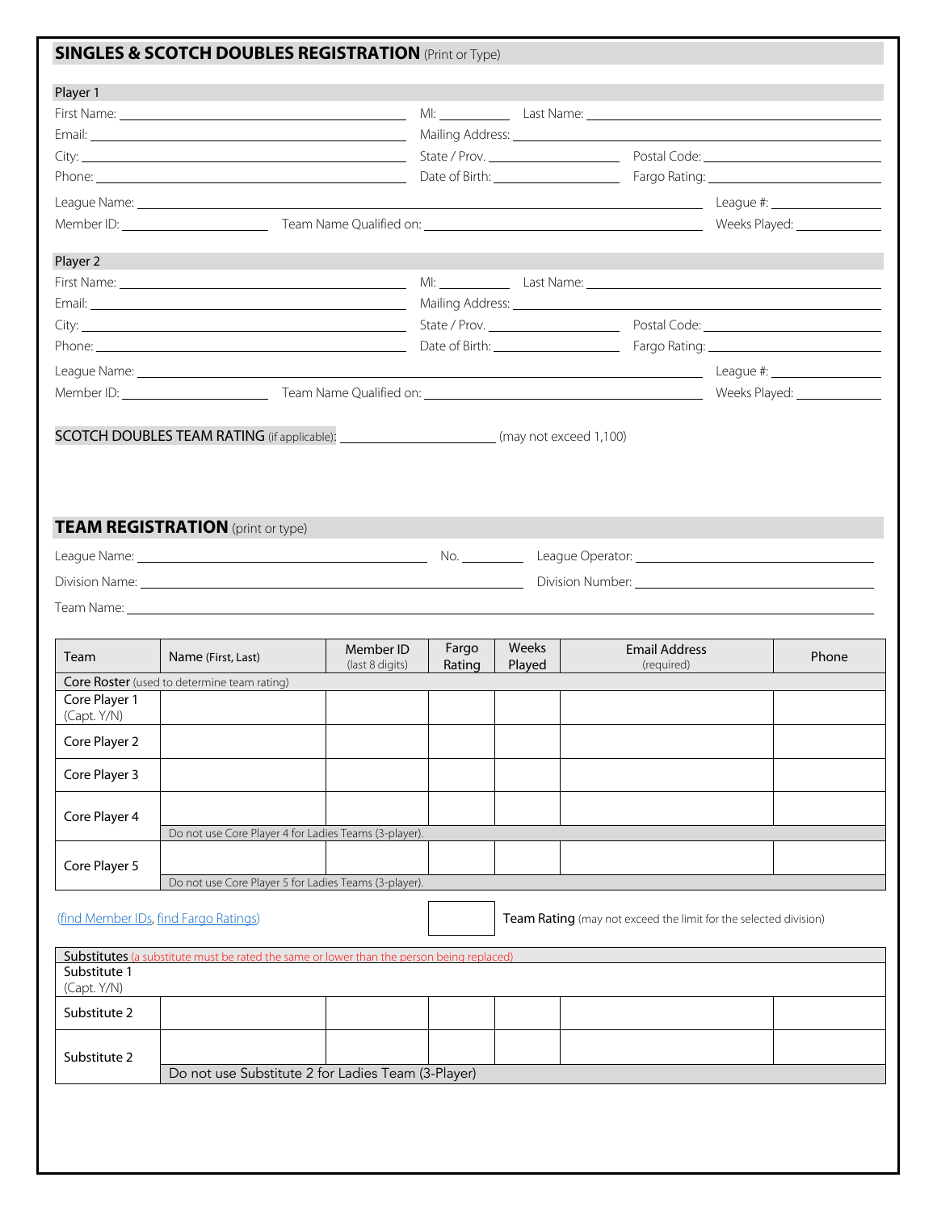## SINGLES & SCOTCH DOUBLES REGISTRATION (Print or Type)

### Player 1

First Name: ______________________ MI: ________ Last Name: ______________________

Email: ______________________ Mailing Address: ______________________

City: ______________________ State / Prov. ______________ Postal Code: ______________

Phone: ______________________ Date of Birth: ______________ Fargo Rating: ______________

League Name: ______________________________________________ League #: ______________

Member ID: ______________ Team Name Qualified on: ______________________________ Weeks Played: ____________

### Player 2

First Name: ______________________ MI: ________ Last Name: ______________________

Email: ______________________ Mailing Address: ______________________

City: ______________________ State / Prov. ______________ Postal Code: ______________

Phone: ______________________ Date of Birth: ______________ Fargo Rating: ______________

League Name: ______________________________________________ League #: ______________

Member ID: ______________ Team Name Qualified on: ______________________________ Weeks Played: ____________

SCOTCH DOUBLES TEAM RATING (if applicable): ____________________ (may not exceed 1,100)

## TEAM REGISTRATION (print or type)

League Name: ______________________________ No. ________ League Operator: ______________________

Division Name: ______________________________ Division Number: ______________________

Team Name: ______________________________________________

| Team | Name (First, Last) | Member ID (last 8 digits) | Fargo Rating | Weeks Played | Email Address (required) | Phone |
|---|---|---|---|---|---|---|
| Core Roster (used to determine team rating) | | | | | | |
| Core Player 1 (Capt. Y/N) | | | | | | |
| Core Player 2 | | | | | | |
| Core Player 3 | | | | | | |
| Core Player 4 | | | | | | |
| | Do not use Core Player 4 for Ladies Teams (3-player). | | | | | |
| Core Player 5 | | | | | | |
| | Do not use Core Player 5 for Ladies Teams (3-player). | | | | | |

(find Member IDs, find Fargo Ratings)

Team Rating (may not exceed the limit for the selected division): ________

| Substitutes (a substitute must be rated the same or lower than the person being replaced) | | | | | | |
|---|---|---|---|---|---|---|
| Substitute 1 (Capt. Y/N) | | | | | | |
| Substitute 2 | | | | | | |
| Substitute 2 | | | | | | |
| | Do not use Substitute 2 for Ladies Team (3-Player) | | | | | |